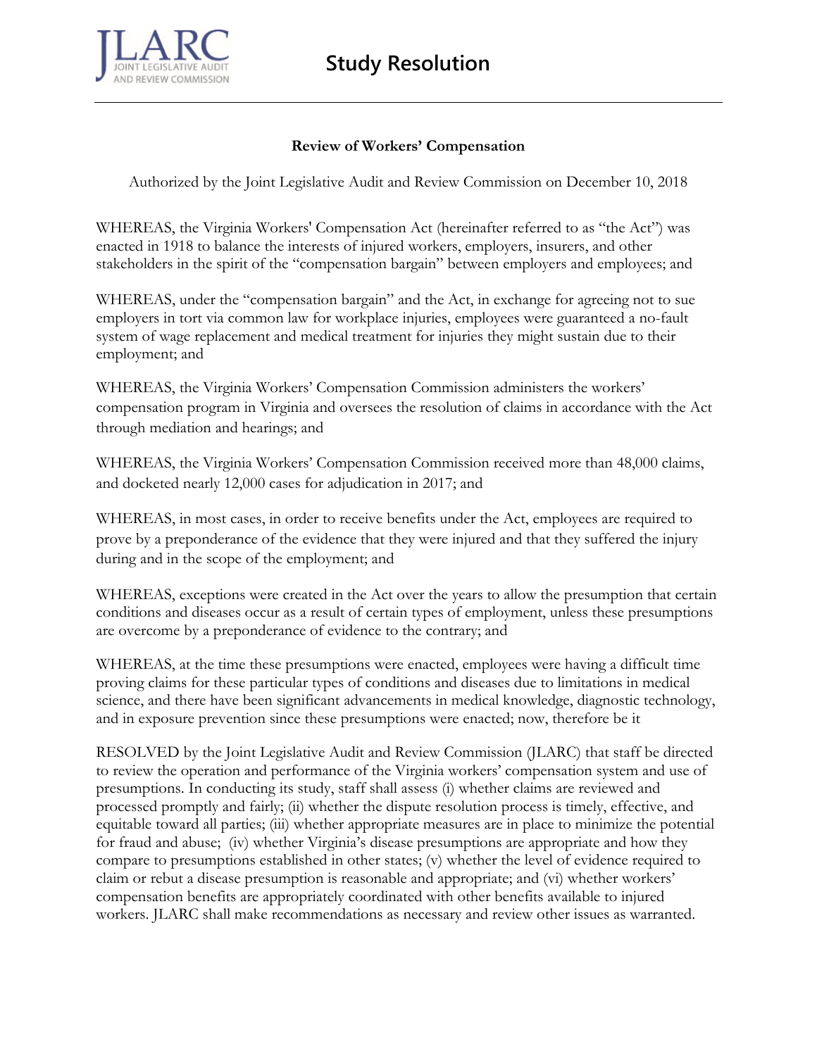# Study Resolution

**Review of Workers' Compensation**

Authorized by the Joint Legislative Audit and Review Commission on December 10, 2018

WHEREAS, the Virginia Workers' Compensation Act (hereinafter referred to as "the Act") was enacted in 1918 to balance the interests of injured workers, employers, insurers, and other stakeholders in the spirit of the "compensation bargain" between employers and employees; and

WHEREAS, under the "compensation bargain" and the Act, in exchange for agreeing not to sue employers in tort via common law for workplace injuries, employees were guaranteed a no-fault system of wage replacement and medical treatment for injuries they might sustain due to their employment; and

WHEREAS, the Virginia Workers' Compensation Commission administers the workers' compensation program in Virginia and oversees the resolution of claims in accordance with the Act through mediation and hearings; and

WHEREAS, the Virginia Workers' Compensation Commission received more than 48,000 claims, and docketed nearly 12,000 cases for adjudication in 2017; and

WHEREAS, in most cases, in order to receive benefits under the Act, employees are required to prove by a preponderance of the evidence that they were injured and that they suffered the injury during and in the scope of the employment; and

WHEREAS, exceptions were created in the Act over the years to allow the presumption that certain conditions and diseases occur as a result of certain types of employment, unless these presumptions are overcome by a preponderance of evidence to the contrary; and

WHEREAS, at the time these presumptions were enacted, employees were having a difficult time proving claims for these particular types of conditions and diseases due to limitations in medical science, and there have been significant advancements in medical knowledge, diagnostic technology, and in exposure prevention since these presumptions were enacted; now, therefore be it

RESOLVED by the Joint Legislative Audit and Review Commission (JLARC) that staff be directed to review the operation and performance of the Virginia workers' compensation system and use of presumptions. In conducting its study, staff shall assess (i) whether claims are reviewed and processed promptly and fairly; (ii) whether the dispute resolution process is timely, effective, and equitable toward all parties; (iii) whether appropriate measures are in place to minimize the potential for fraud and abuse; (iv) whether Virginia's disease presumptions are appropriate and how they compare to presumptions established in other states; (v) whether the level of evidence required to claim or rebut a disease presumption is reasonable and appropriate; and (vi) whether workers' compensation benefits are appropriately coordinated with other benefits available to injured workers. JLARC shall make recommendations as necessary and review other issues as warranted.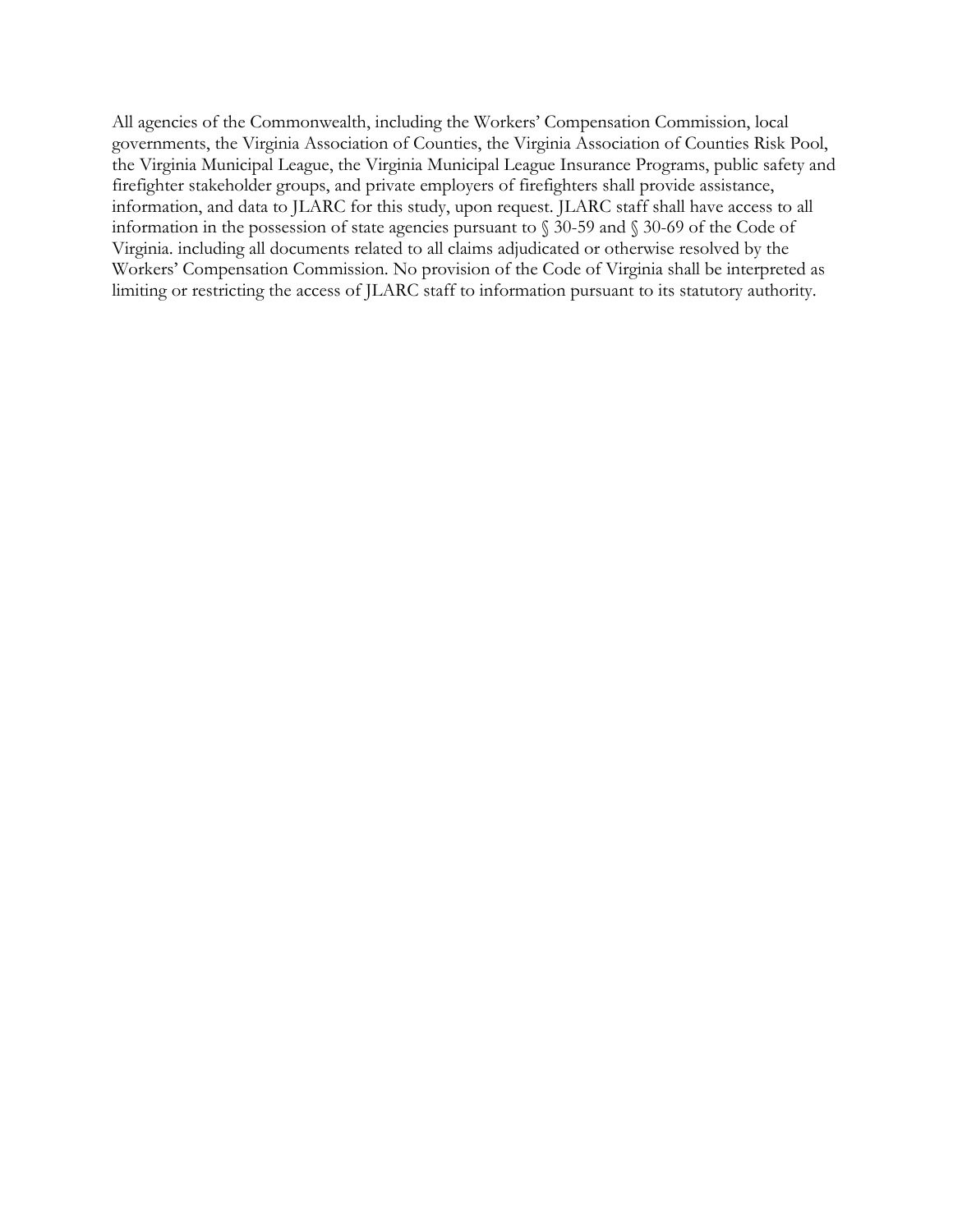All agencies of the Commonwealth, including the Workers' Compensation Commission, local governments, the Virginia Association of Counties, the Virginia Association of Counties Risk Pool, the Virginia Municipal League, the Virginia Municipal League Insurance Programs, public safety and firefighter stakeholder groups, and private employers of firefighters shall provide assistance, information, and data to JLARC for this study, upon request. JLARC staff shall have access to all information in the possession of state agencies pursuant to § 30-59 and § 30-69 of the Code of Virginia. including all documents related to all claims adjudicated or otherwise resolved by the Workers' Compensation Commission. No provision of the Code of Virginia shall be interpreted as limiting or restricting the access of JLARC staff to information pursuant to its statutory authority.